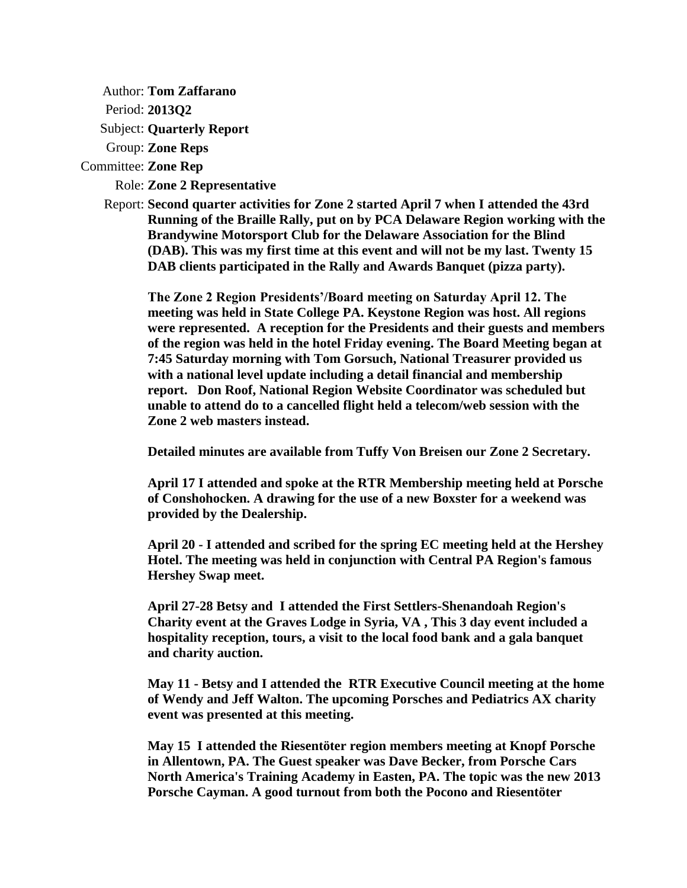Author: **Tom Zaffarano**

Period: **2013Q2**

Subject: **Quarterly Report**

Group: **Zone Reps**

Committee: **Zone Rep**

Role: **Zone 2 Representative**

Report: **Second quarter activities for Zone 2 started April 7 when I attended the 43rd Running of the Braille Rally, put on by PCA Delaware Region working with the Brandywine Motorsport Club for the Delaware Association for the Blind (DAB). This was my first time at this event and will not be my last. Twenty 15 DAB clients participated in the Rally and Awards Banquet (pizza party).**

**The Zone 2 Region Presidents'/Board meeting on Saturday April 12. The meeting was held in State College PA. Keystone Region was host. All regions were represented. A reception for the Presidents and their guests and members of the region was held in the hotel Friday evening. The Board Meeting began at 7:45 Saturday morning with Tom Gorsuch, National Treasurer provided us with a national level update including a detail financial and membership report. Don Roof, National Region Website Coordinator was scheduled but unable to attend do to a cancelled flight held a telecom/web session with the Zone 2 web masters instead.**

**Detailed minutes are available from Tuffy Von Breisen our Zone 2 Secretary.**

**April 17 I attended and spoke at the RTR Membership meeting held at Porsche of Conshohocken. A drawing for the use of a new Boxster for a weekend was provided by the Dealership.**

**April 20 - I attended and scribed for the spring EC meeting held at the Hershey Hotel. The meeting was held in conjunction with Central PA Region's famous Hershey Swap meet.**

**April 27-28 Betsy and I attended the First Settlers-Shenandoah Region's Charity event at the Graves Lodge in Syria, VA , This 3 day event included a hospitality reception, tours, a visit to the local food bank and a gala banquet and charity auction.**

**May 11 - Betsy and I attended the RTR Executive Council meeting at the home of Wendy and Jeff Walton. The upcoming Porsches and Pediatrics AX charity event was presented at this meeting.**

**May 15 I attended the Riesentöter region members meeting at Knopf Porsche in Allentown, PA. The Guest speaker was Dave Becker, from Porsche Cars North America's Training Academy in Easten, PA. The topic was the new 2013 Porsche Cayman. A good turnout from both the Pocono and Riesentöter**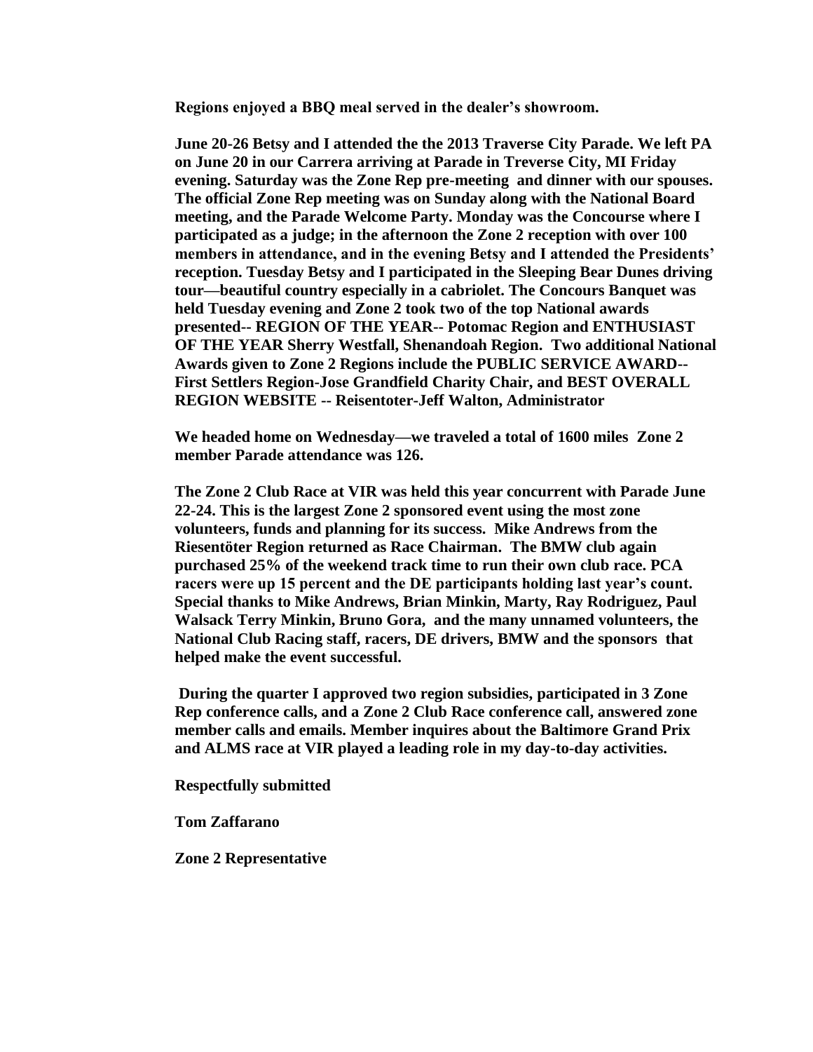**Regions enjoyed a BBQ meal served in the dealer's showroom.**

**June 20-26 Betsy and I attended the the 2013 Traverse City Parade. We left PA on June 20 in our Carrera arriving at Parade in Treverse City, MI Friday evening. Saturday was the Zone Rep pre-meeting and dinner with our spouses. The official Zone Rep meeting was on Sunday along with the National Board meeting, and the Parade Welcome Party. Monday was the Concourse where I participated as a judge; in the afternoon the Zone 2 reception with over 100 members in attendance, and in the evening Betsy and I attended the Presidents' reception. Tuesday Betsy and I participated in the Sleeping Bear Dunes driving tour—beautiful country especially in a cabriolet. The Concours Banquet was held Tuesday evening and Zone 2 took two of the top National awards presented-- REGION OF THE YEAR-- Potomac Region and ENTHUSIAST OF THE YEAR Sherry Westfall, Shenandoah Region. Two additional National Awards given to Zone 2 Regions include the PUBLIC SERVICE AWARD-- First Settlers Region-Jose Grandfield Charity Chair, and BEST OVERALL REGION WEBSITE -- Reisentoter-Jeff Walton, Administrator**

**We headed home on Wednesday—we traveled a total of 1600 miles Zone 2 member Parade attendance was 126.**

**The Zone 2 Club Race at VIR was held this year concurrent with Parade June 22-24. This is the largest Zone 2 sponsored event using the most zone volunteers, funds and planning for its success. Mike Andrews from the Riesentöter Region returned as Race Chairman. The BMW club again purchased 25% of the weekend track time to run their own club race. PCA racers were up 15 percent and the DE participants holding last year's count. Special thanks to Mike Andrews, Brian Minkin, Marty, Ray Rodriguez, Paul Walsack Terry Minkin, Bruno Gora, and the many unnamed volunteers, the National Club Racing staff, racers, DE drivers, BMW and the sponsors that helped make the event successful.**

**During the quarter I approved two region subsidies, participated in 3 Zone Rep conference calls, and a Zone 2 Club Race conference call, answered zone member calls and emails. Member inquires about the Baltimore Grand Prix and ALMS race at VIR played a leading role in my day-to-day activities.**

**Respectfully submitted**

**Tom Zaffarano**

**Zone 2 Representative**